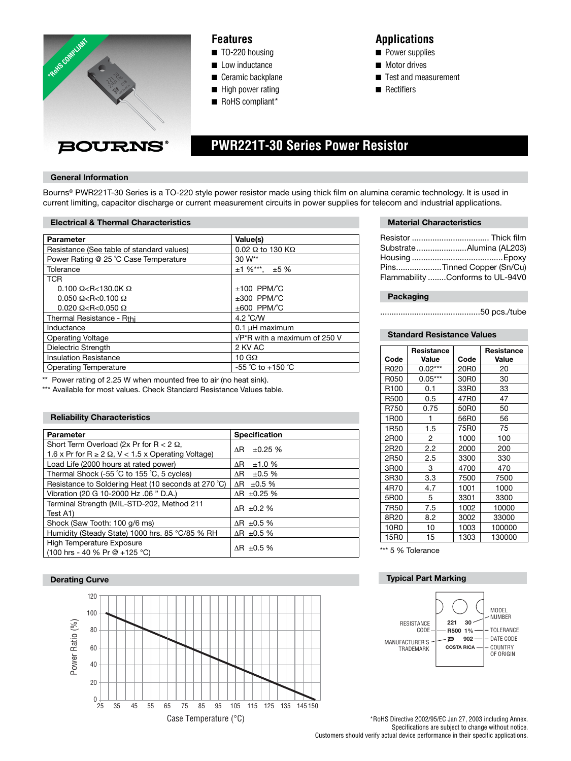# PWR221T-30 Series Power Resistor

## Features
- TO-220 housing
- Low inductance
- Ceramic backplane
- High power rating
- RoHS compliant*

## Applications
- Power supplies
- Motor drives
- Test and measurement
- Rectifiers

## General Information

Bourns® PWR221T-30 Series is a TO-220 style power resistor made using thick film on alumina ceramic technology. It is used in current limiting, capacitor discharge or current measurement circuits in power supplies for telecom and industrial applications.

## Electrical & Thermal Characteristics

| Parameter | Value(s) |
|---|---|
| Resistance (See table of standard values) | 0.02 Ω to 130 KΩ |
| Power Rating @ 25 °C Case Temperature | 30 W** |
| Tolerance | ±1 %***, ±5 % |
| TCR | |
| 0.100 Ω<R<130.0K Ω | ±100 PPM/°C |
| 0.050 Ω<R<0.100 Ω | ±300 PPM/°C |
| 0.020 Ω<R<0.050 Ω | ±600 PPM/°C |
| Thermal Resistance - $R_{thj}$ | 4.2 °C/W |
| Inductance | 0.1 µH maximum |
| Operating Voltage | √P*R with a maximum of 250 V |
| Dielectric Strength | 2 KV AC |
| Insulation Resistance | 10 GΩ |
| Operating Temperature | -55 °C to +150 °C |

** Power rating of 2.25 W when mounted free to air (no heat sink).

*** Available for most values. Check Standard Resistance Values table.

## Material Characteristics

- Resistor .................................. Thick film
- Substrate ...................... Alumina (AL203)
- Housing ........................................ Epoxy
- Pins.................... Tinned Copper (Sn/Cu)
- Flammability ........ Conforms to UL-94V0

## Packaging

............................................ 50 pcs./tube

## Standard Resistance Values

| Code | Resistance Value | Code | Resistance Value |
|---|---|---|---|
| R020 | 0.02*** | 20R0 | 20 |
| R050 | 0.05*** | 30R0 | 30 |
| R100 | 0.1 | 33R0 | 33 |
| R500 | 0.5 | 47R0 | 47 |
| R750 | 0.75 | 50R0 | 50 |
| 1R00 | 1 | 56R0 | 56 |
| 1R50 | 1.5 | 75R0 | 75 |
| 2R00 | 2 | 1000 | 100 |
| 2R20 | 2.2 | 2000 | 200 |
| 2R50 | 2.5 | 3300 | 330 |
| 3R00 | 3 | 4700 | 470 |
| 3R30 | 3.3 | 7500 | 7500 |
| 4R70 | 4.7 | 1001 | 1000 |
| 5R00 | 5 | 3301 | 3300 |
| 7R50 | 7.5 | 1002 | 10000 |
| 8R20 | 8.2 | 3002 | 33000 |
| 10R0 | 10 | 1003 | 100000 |
| 15R0 | 15 | 1303 | 130000 |

*** 5 % Tolerance

## Reliability Characteristics

| Parameter | Specification |
|---|---|
| Short Term Overload (2x Pr for R < 2 Ω, 1.6 x Pr for R ≥ 2 Ω, V < 1.5 x Operating Voltage) | ΔR ±0.25 % |
| Load Life (2000 hours at rated power) | ΔR ±1.0 % |
| Thermal Shock (-55 °C to 155 °C, 5 cycles) | ΔR ±0.5 % |
| Resistance to Soldering Heat (10 seconds at 270 °C) | ΔR ±0.5 % |
| Vibration (20 G 10-2000 Hz .06 " D.A.) | ΔR ±0.25 % |
| Terminal Strength (MIL-STD-202, Method 211 Test A1) | ΔR ±0.2 % |
| Shock (Saw Tooth: 100 g/6 ms) | ΔR ±0.5 % |
| Humidity (Steady State) 1000 hrs. 85 °C/85 % RH | ΔR ±0.5 % |
| High Temperature Exposure (100 hrs - 40 % Pr @ +125 °C) | ΔR ±0.5 % |

## Derating Curve

Power Ratio (%) vs. Case Temperature (°C): 100 % at 25 °C decreasing linearly to 0 % at 150 °C.

## Typical Part Marking

- 221 30 — MODEL NUMBER
- R500 — RESISTANCE CODE
- 1% — TOLERANCE
- Bourns logo — MANUFACTURER'S TRADEMARK
- 902 — DATE CODE
- COSTA RICA — COUNTRY OF ORIGIN

*RoHS Directive 2002/95/EC Jan 27, 2003 including Annex.
Specifications are subject to change without notice.
Customers should verify actual device performance in their specific applications.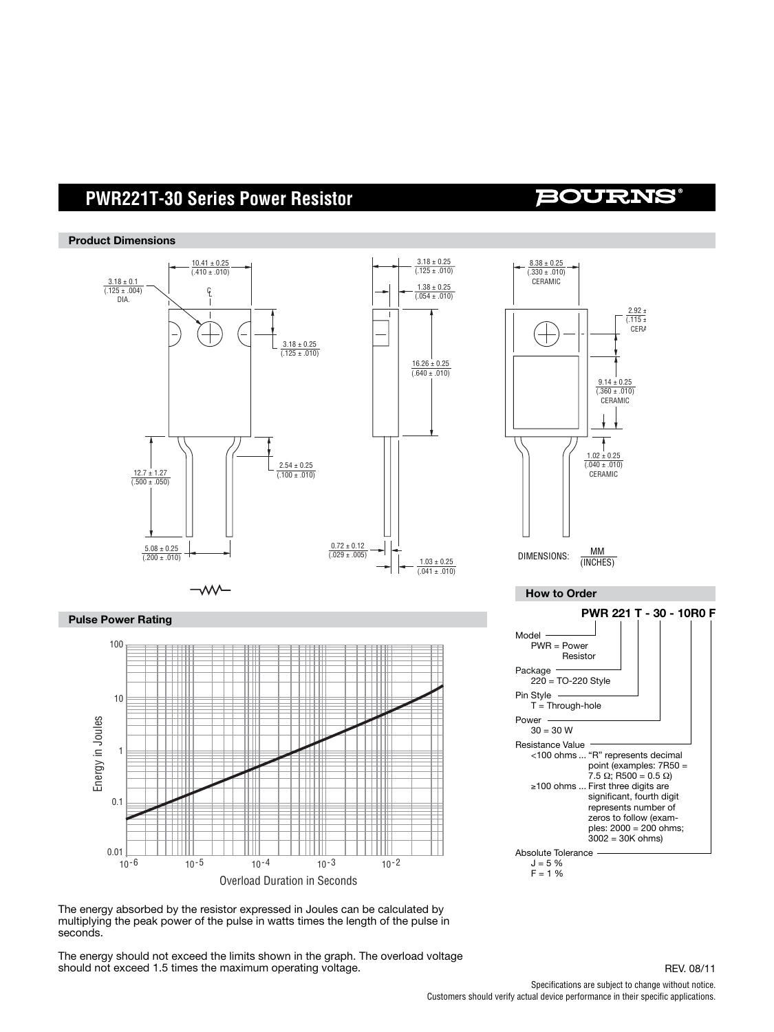# PWR221T-30 Series Power Resistor

## Product Dimensions

10.41 ± 0.25
(.410 ± .010)

3.18 ± 0.1
(.125 ± .004)
DIA.

3.18 ± 0.25
(.125 ± .010)

12.7 ± 1.27
(.500 ± .050)

2.54 ± 0.25
(.100 ± .010)

5.08 ± 0.25
(.200 ± .010)

3.18 ± 0.25
(.125 ± .010)

1.38 ± 0.25
(.054 ± .010)

16.26 ± 0.25
(.640 ± .010)

0.72 ± 0.12
(.029 ± .005)

1.03 ± 0.25
(.041 ± .010)

8.38 ± 0.25
(.330 ± .010)
CERAMIC

2.92 ±
(.115 ±
CERA

9.14 ± 0.25
(.360 ± .010)
CERAMIC

1.02 ± 0.25
(.040 ± .010)
CERAMIC

DIMENSIONS: MM / (INCHES)

## Pulse Power Rating

Energy in Joules

100
10
1
0.1
0.01

$10^{-6}$ $10^{-5}$ $10^{-4}$ $10^{-3}$ $10^{-2}$

Overload Duration in Seconds

The energy absorbed by the resistor expressed in Joules can be calculated by multiplying the peak power of the pulse in watts times the length of the pulse in seconds.

The energy should not exceed the limits shown in the graph. The overload voltage should not exceed 1.5 times the maximum operating voltage.

## How to Order

**PWR 221 T - 30 - 10R0 F**

Model
- PWR = Power Resistor

Package
- 220 = TO-220 Style

Pin Style
- T = Through-hole

Power
- 30 = 30 W

Resistance Value
- <100 ohms ... "R" represents decimal point (examples: 7R50 = 7.5 Ω; R500 = 0.5 Ω)
- ≥100 ohms ... First three digits are significant, fourth digit represents number of zeros to follow (examples: 2000 = 200 ohms; 3002 = 30K ohms)

Absolute Tolerance
- J = 5 %
- F = 1 %

REV. 08/11

Specifications are subject to change without notice.
Customers should verify actual device performance in their specific applications.